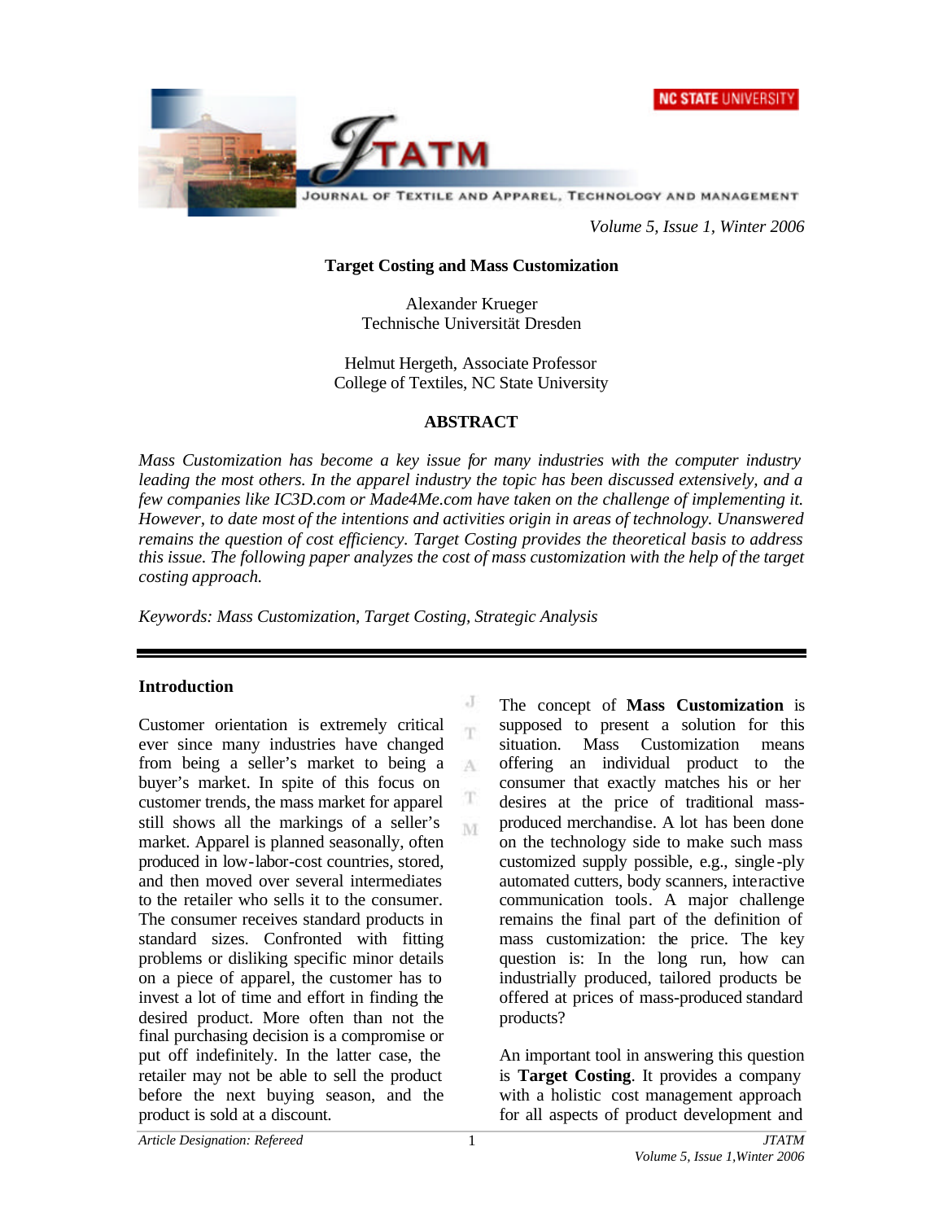# Target Costing and Mass Customization

Alexander Krueger
Technische Universität Dresden

Helmut Hergeth, Associate Professor
College of Textiles, NC State University

## ABSTRACT

*Mass Customization has become a key issue for many industries with the computer industry leading the most others. In the apparel industry the topic has been discussed extensively, and a few companies like IC3D.com or Made4Me.com have taken on the challenge of implementing it. However, to date most of the intentions and activities origin in areas of technology. Unanswered remains the question of cost efficiency. Target Costing provides the theoretical basis to address this issue. The following paper analyzes the cost of mass customization with the help of the target costing approach.*

*Keywords: Mass Customization, Target Costing, Strategic Analysis*

## Introduction

Customer orientation is extremely critical ever since many industries have changed from being a seller's market to being a buyer's market. In spite of this focus on customer trends, the mass market for apparel still shows all the markings of a seller's market. Apparel is planned seasonally, often produced in low-labor-cost countries, stored, and then moved over several intermediates to the retailer who sells it to the consumer. The consumer receives standard products in standard sizes. Confronted with fitting problems or disliking specific minor details on a piece of apparel, the customer has to invest a lot of time and effort in finding the desired product. More often than not the final purchasing decision is a compromise or put off indefinitely. In the latter case, the retailer may not be able to sell the product before the next buying season, and the product is sold at a discount.

The concept of **Mass Customization** is supposed to present a solution for this situation. Mass Customization means offering an individual product to the consumer that exactly matches his or her desires at the price of traditional mass-produced merchandise. A lot has been done on the technology side to make such mass customized supply possible, e.g., single-ply automated cutters, body scanners, interactive communication tools. A major challenge remains the final part of the definition of mass customization: the price. The key question is: In the long run, how can industrially produced, tailored products be offered at prices of mass-produced standard products?

An important tool in answering this question is **Target Costing**. It provides a company with a holistic cost management approach for all aspects of product development and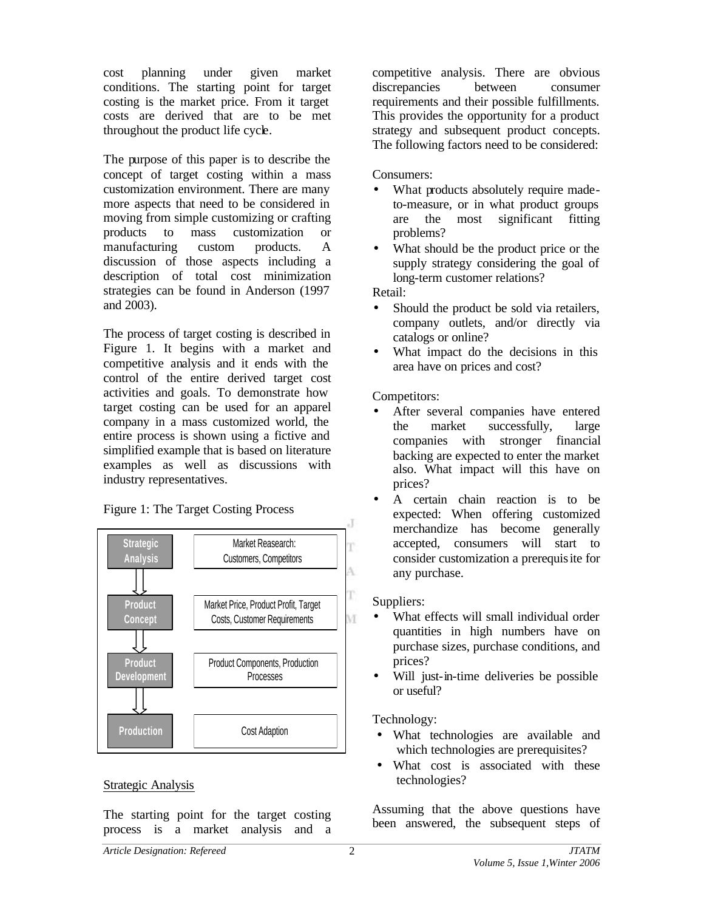cost planning under given market conditions. The starting point for target costing is the market price. From it target costs are derived that are to be met throughout the product life cycle.

The purpose of this paper is to describe the concept of target costing within a mass customization environment. There are many more aspects that need to be considered in moving from simple customizing or crafting products to mass customization or manufacturing custom products. A discussion of those aspects including a description of total cost minimization strategies can be found in Anderson (1997 and 2003).

The process of target costing is described in Figure 1. It begins with a market and competitive analysis and it ends with the control of the entire derived target cost activities and goals. To demonstrate how target costing can be used for an apparel company in a mass customized world, the entire process is shown using a fictive and simplified example that is based on literature examples as well as discussions with industry representatives.

Figure 1: The Target Costing Process

| Stage | Content |
|---|---|
| Strategic Analysis | Market Reasearch: Customers, Competitors |
| ⇓ Product Concept | Market Price, Product Profit, Target Costs, Customer Requirements |
| ⇓ Product Development | Product Components, Production Processes |
| ⇓ Production | Cost Adaption |

## Strategic Analysis

The starting point for the target costing process is a market analysis and a competitive analysis. There are obvious discrepancies between consumer requirements and their possible fulfillments. This provides the opportunity for a product strategy and subsequent product concepts. The following factors need to be considered:

Consumers:

- What products absolutely require made-to-measure, or in what product groups are the most significant fitting problems?
- What should be the product price or the supply strategy considering the goal of long-term customer relations?

Retail:

- Should the product be sold via retailers, company outlets, and/or directly via catalogs or online?
- What impact do the decisions in this area have on prices and cost?

Competitors:

- After several companies have entered the market successfully, large companies with stronger financial backing are expected to enter the market also. What impact will this have on prices?
- A certain chain reaction is to be expected: When offering customized merchandize has become generally accepted, consumers will start to consider customization a prerequisite for any purchase.

Suppliers:

- What effects will small individual order quantities in high numbers have on purchase sizes, purchase conditions, and prices?
- Will just-in-time deliveries be possible or useful?

Technology:

- What technologies are available and which technologies are prerequisites?
- What cost is associated with these technologies?

Assuming that the above questions have been answered, the subsequent steps of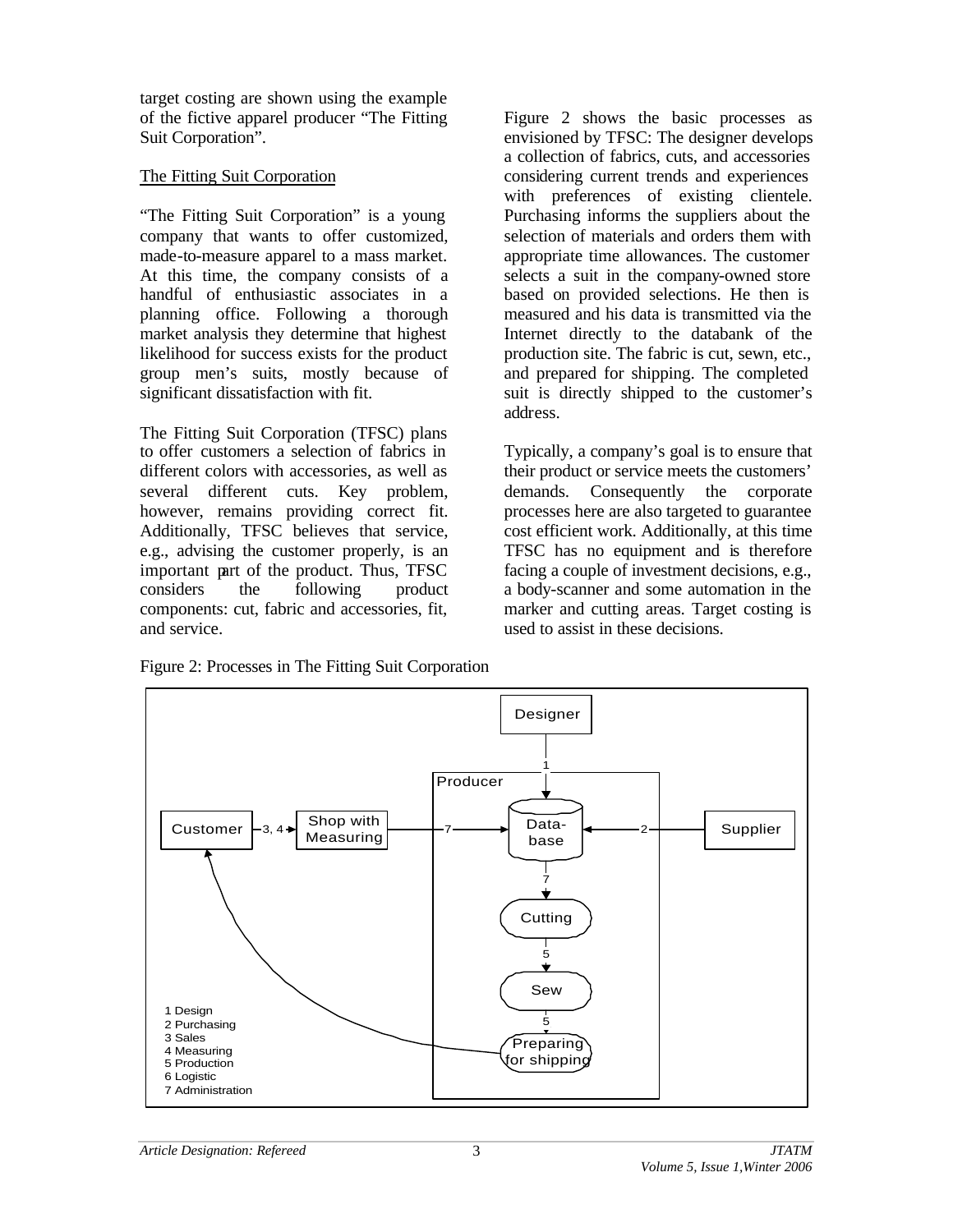target costing are shown using the example of the fictive apparel producer "The Fitting Suit Corporation".

The Fitting Suit Corporation

"The Fitting Suit Corporation" is a young company that wants to offer customized, made-to-measure apparel to a mass market. At this time, the company consists of a handful of enthusiastic associates in a planning office. Following a thorough market analysis they determine that highest likelihood for success exists for the product group men's suits, mostly because of significant dissatisfaction with fit.

The Fitting Suit Corporation (TFSC) plans to offer customers a selection of fabrics in different colors with accessories, as well as several different cuts. Key problem, however, remains providing correct fit. Additionally, TFSC believes that service, e.g., advising the customer properly, is an important part of the product. Thus, TFSC considers the following product components: cut, fabric and accessories, fit, and service.

Figure 2 shows the basic processes as envisioned by TFSC: The designer develops a collection of fabrics, cuts, and accessories considering current trends and experiences with preferences of existing clientele. Purchasing informs the suppliers about the selection of materials and orders them with appropriate time allowances. The customer selects a suit in the company-owned store based on provided selections. He then is measured and his data is transmitted via the Internet directly to the databank of the production site. The fabric is cut, sewn, etc., and prepared for shipping. The completed suit is directly shipped to the customer's address.

Typically, a company's goal is to ensure that their product or service meets the customers' demands. Consequently the corporate processes here are also targeted to guarantee cost efficient work. Additionally, at this time TFSC has no equipment and is therefore facing a couple of investment decisions, e.g., a body-scanner and some automation in the marker and cutting areas. Target costing is used to assist in these decisions.

Figure 2: Processes in The Fitting Suit Corporation

Designer

Producer

Customer — 3, 4 → Shop with Measuring — 7 → Data-base ← 2 — Supplier

Designer — 1 → Data-base — 7 → Cutting — 5 → Sew — 5 → Preparing for shipping → Customer

1 Design
2 Purchasing
3 Sales
4 Measuring
5 Production
6 Logistic
7 Administration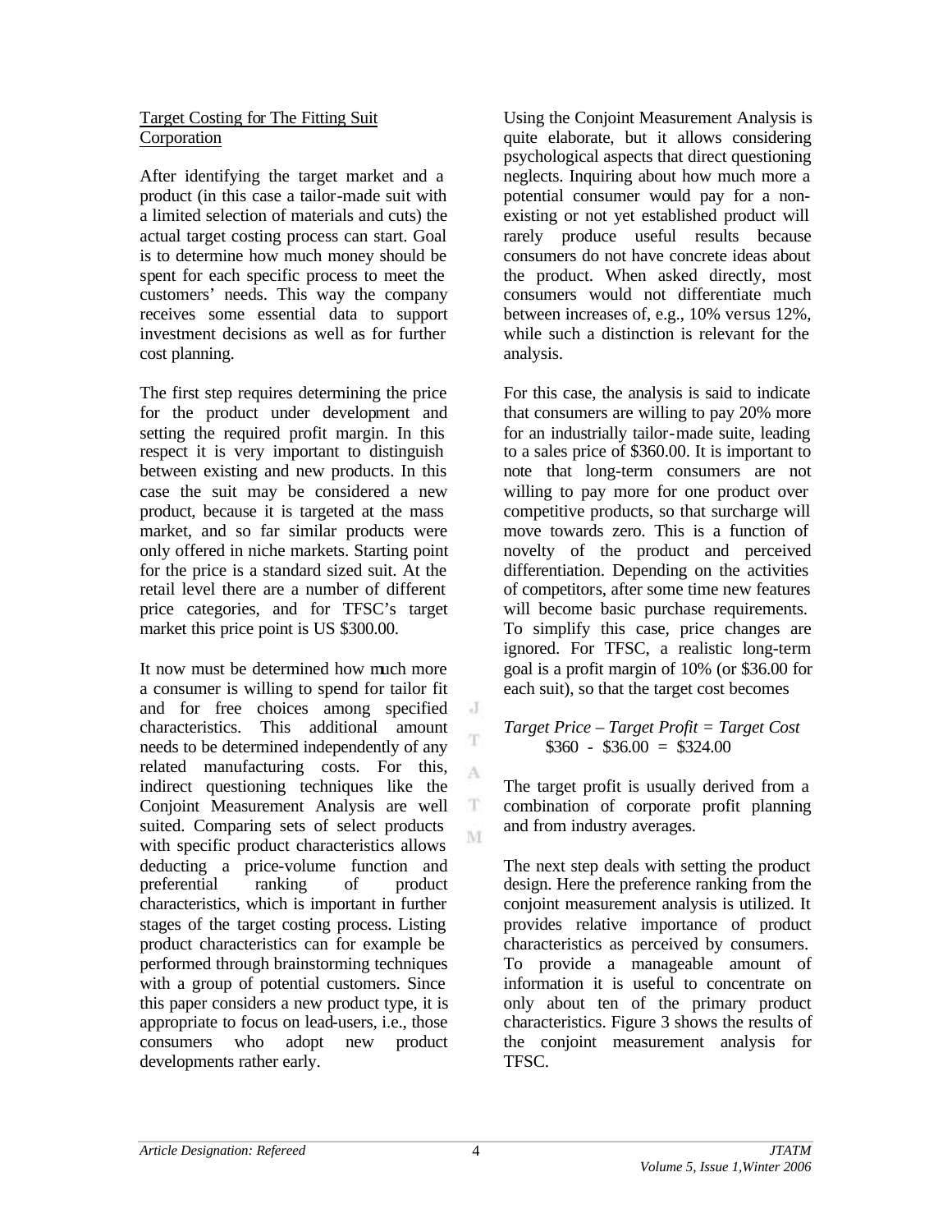## Target Costing for The Fitting Suit Corporation

After identifying the target market and a product (in this case a tailor-made suit with a limited selection of materials and cuts) the actual target costing process can start. Goal is to determine how much money should be spent for each specific process to meet the customers' needs. This way the company receives some essential data to support investment decisions as well as for further cost planning.

The first step requires determining the price for the product under development and setting the required profit margin. In this respect it is very important to distinguish between existing and new products. In this case the suit may be considered a new product, because it is targeted at the mass market, and so far similar products were only offered in niche markets. Starting point for the price is a standard sized suit. At the retail level there are a number of different price categories, and for TFSC's target market this price point is US \$300.00.

It now must be determined how much more a consumer is willing to spend for tailor fit and for free choices among specified characteristics. This additional amount needs to be determined independently of any related manufacturing costs. For this, indirect questioning techniques like the Conjoint Measurement Analysis are well suited. Comparing sets of select products with specific product characteristics allows deducting a price-volume function and preferential ranking of product characteristics, which is important in further stages of the target costing process. Listing product characteristics can for example be performed through brainstorming techniques with a group of potential customers. Since this paper considers a new product type, it is appropriate to focus on lead-users, i.e., those consumers who adopt new product developments rather early.

Using the Conjoint Measurement Analysis is quite elaborate, but it allows considering psychological aspects that direct questioning neglects. Inquiring about how much more a potential consumer would pay for a non-existing or not yet established product will rarely produce useful results because consumers do not have concrete ideas about the product. When asked directly, most consumers would not differentiate much between increases of, e.g., 10% versus 12%, while such a distinction is relevant for the analysis.

For this case, the analysis is said to indicate that consumers are willing to pay 20% more for an industrially tailor-made suite, leading to a sales price of \$360.00. It is important to note that long-term consumers are not willing to pay more for one product over competitive products, so that surcharge will move towards zero. This is a function of novelty of the product and perceived differentiation. Depending on the activities of competitors, after some time new features will become basic purchase requirements. To simplify this case, price changes are ignored. For TFSC, a realistic long-term goal is a profit margin of 10% (or \$36.00 for each suit), so that the target cost becomes

*Target Price – Target Profit = Target Cost*
\$360 - \$36.00 = \$324.00

The target profit is usually derived from a combination of corporate profit planning and from industry averages.

The next step deals with setting the product design. Here the preference ranking from the conjoint measurement analysis is utilized. It provides relative importance of product characteristics as perceived by consumers. To provide a manageable amount of information it is useful to concentrate on only about ten of the primary product characteristics. Figure 3 shows the results of the conjoint measurement analysis for TFSC.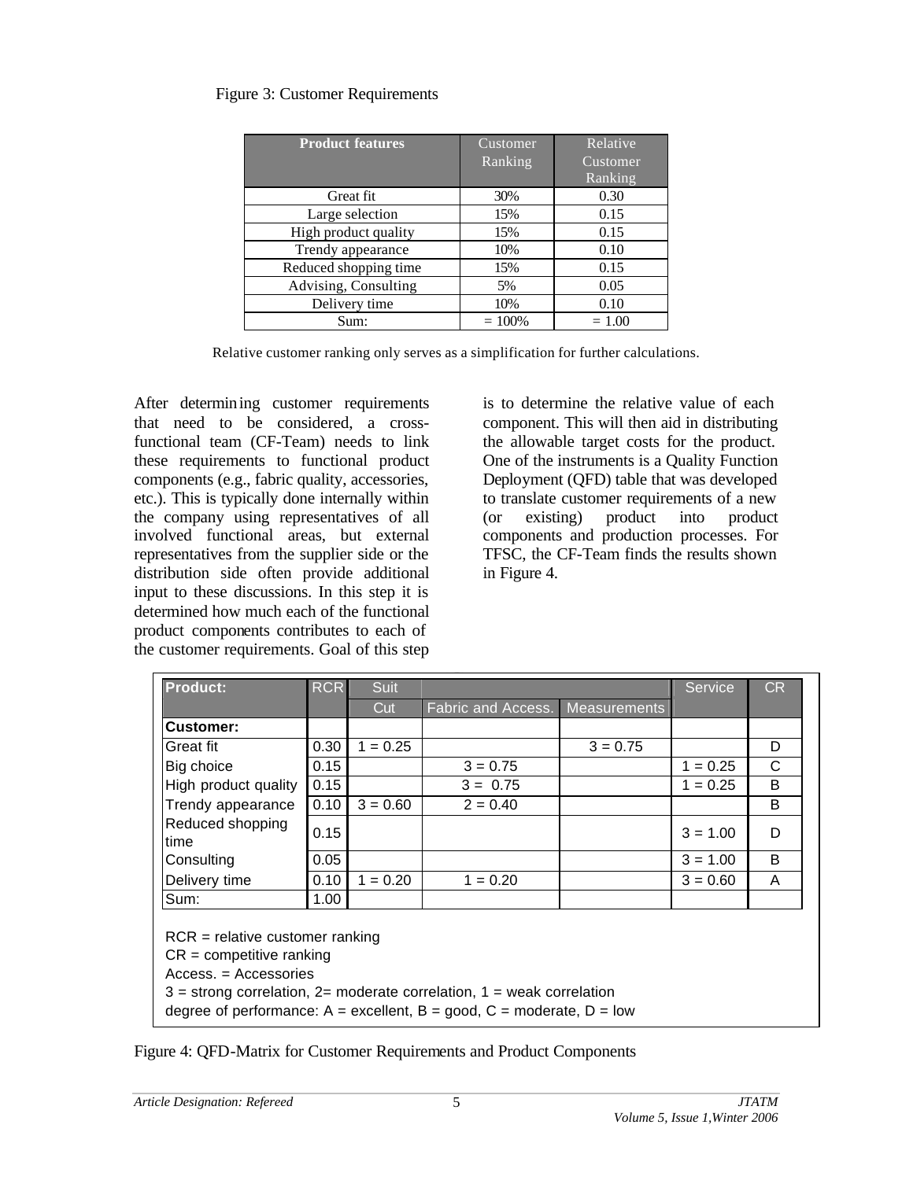Figure 3: Customer Requirements

| Product features | Customer Ranking | Relative Customer Ranking |
|---|---|---|
| Great fit | 30% | 0.30 |
| Large selection | 15% | 0.15 |
| High product quality | 15% | 0.15 |
| Trendy appearance | 10% | 0.10 |
| Reduced shopping time | 15% | 0.15 |
| Advising, Consulting | 5% | 0.05 |
| Delivery time | 10% | 0.10 |
| Sum: | = 100% | = 1.00 |

Relative customer ranking only serves as a simplification for further calculations.

After determining customer requirements that need to be considered, a cross-functional team (CF-Team) needs to link these requirements to functional product components (e.g., fabric quality, accessories, etc.). This is typically done internally within the company using representatives of all involved functional areas, but external representatives from the supplier side or the distribution side often provide additional input to these discussions. In this step it is determined how much each of the functional product components contributes to each of the customer requirements. Goal of this step is to determine the relative value of each component. This will then aid in distributing the allowable target costs for the product. One of the instruments is a Quality Function Deployment (QFD) table that was developed to translate customer requirements of a new (or existing) product into product components and production processes. For TFSC, the CF-Team finds the results shown in Figure 4.

| Product: | RCR | Suit | | | Service | CR |
|---|---|---|---|---|---|---|
| | | Cut | Fabric and Access. | Measurements | | |
| **Customer:** | | | | | | |
| Great fit | 0.30 | 1 = 0.25 | | 3 = 0.75 | | D |
| Big choice | 0.15 | | 3 = 0.75 | | 1 = 0.25 | C |
| High product quality | 0.15 | | 3 = 0.75 | | 1 = 0.25 | B |
| Trendy appearance | 0.10 | 3 = 0.60 | 2 = 0.40 | | | B |
| Reduced shopping time | 0.15 | | | | 3 = 1.00 | D |
| Consulting | 0.05 | | | | 3 = 1.00 | B |
| Delivery time | 0.10 | 1 = 0.20 | 1 = 0.20 | | 3 = 0.60 | A |
| Sum: | 1.00 | | | | | |

RCR = relative customer ranking
CR = competitive ranking
Access. = Accessories
3 = strong correlation, 2= moderate correlation, 1 = weak correlation
degree of performance: A = excellent, B = good, C = moderate, D = low

Figure 4: QFD-Matrix for Customer Requirements and Product Components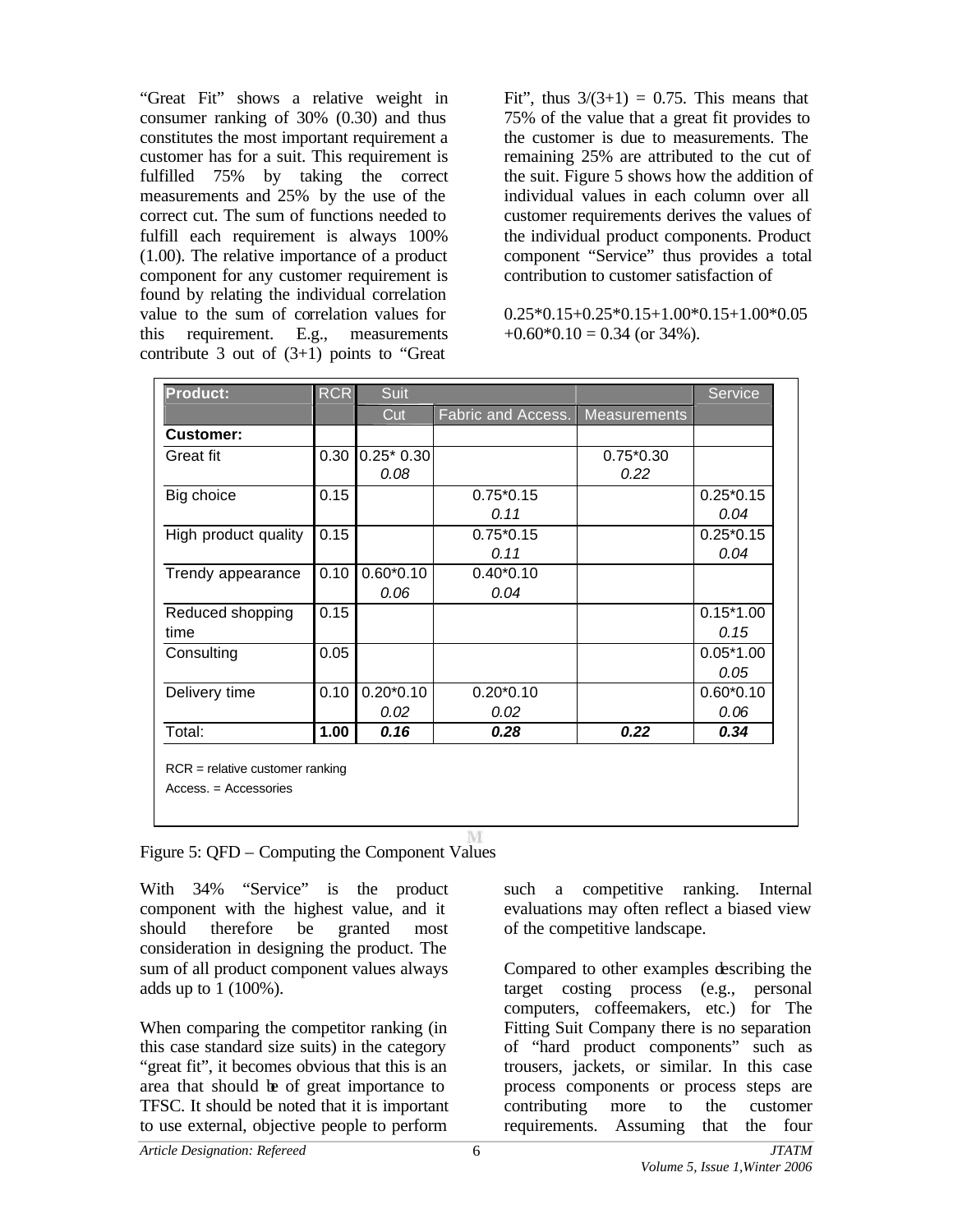"Great Fit" shows a relative weight in consumer ranking of 30% (0.30) and thus constitutes the most important requirement a customer has for a suit. This requirement is fulfilled 75% by taking the correct measurements and 25% by the use of the correct cut. The sum of functions needed to fulfill each requirement is always 100% (1.00). The relative importance of a product component for any customer requirement is found by relating the individual correlation value to the sum of correlation values for this requirement. E.g., measurements contribute 3 out of (3+1) points to "Great Fit", thus 3/(3+1) = 0.75. This means that 75% of the value that a great fit provides to the customer is due to measurements. The remaining 25% are attributed to the cut of the suit. Figure 5 shows how the addition of individual values in each column over all customer requirements derives the values of the individual product components. Product component "Service" thus provides a total contribution to customer satisfaction of

0.25*0.15+0.25*0.15+1.00*0.15+1.00*0.05 +0.60*0.10 = 0.34 (or 34%).

| **Product:** | RCR | Suit | | | Service |
|---|---|---|---|---|---|
| | | Cut | Fabric and Access. | Measurements | |
| **Customer:** | | | | | |
| Great fit | 0.30 | 0.25* 0.30 *0.08* | | 0.75*0.30 *0.22* | |
| Big choice | 0.15 | | 0.75*0.15 *0.11* | | 0.25*0.15 *0.04* |
| High product quality | 0.15 | | 0.75*0.15 *0.11* | | 0.25*0.15 *0.04* |
| Trendy appearance | 0.10 | 0.60*0.10 *0.06* | 0.40*0.10 *0.04* | | |
| Reduced shopping time | 0.15 | | | | 0.15*1.00 *0.15* |
| Consulting | 0.05 | | | | 0.05*1.00 *0.05* |
| Delivery time | 0.10 | 0.20*0.10 *0.02* | 0.20*0.10 *0.02* | | 0.60*0.10 *0.06* |
| Total: | **1.00** | ***0.16*** | ***0.28*** | ***0.22*** | ***0.34*** |

RCR = relative customer ranking
Access. = Accessories

Figure 5: QFD – Computing the Component Values

With 34% "Service" is the product component with the highest value, and it should therefore be granted most consideration in designing the product. The sum of all product component values always adds up to 1 (100%).

When comparing the competitor ranking (in this case standard size suits) in the category "great fit", it becomes obvious that this is an area that should be of great importance to TFSC. It should be noted that it is important to use external, objective people to perform such a competitive ranking. Internal evaluations may often reflect a biased view of the competitive landscape.

Compared to other examples describing the target costing process (e.g., personal computers, coffeemakers, etc.) for The Fitting Suit Company there is no separation of "hard product components" such as trousers, jackets, or similar. In this case process components or process steps are contributing more to the customer requirements. Assuming that the four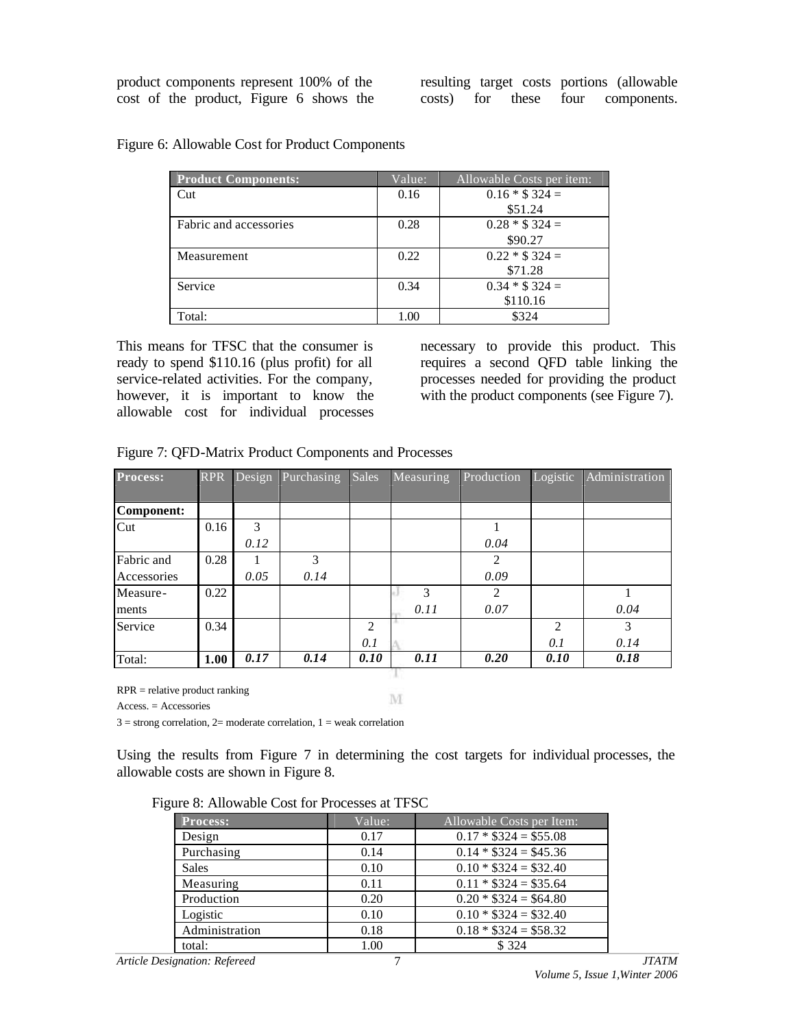product components represent 100% of the cost of the product, Figure 6 shows the resulting target costs portions (allowable costs) for these four components.

Figure 6: Allowable Cost for Product Components

| Product Components: | Value: | Allowable Costs per item: |
|---|---|---|
| Cut | 0.16 | 0.16 * $ 324 = $51.24 |
| Fabric and accessories | 0.28 | 0.28 * $ 324 = $90.27 |
| Measurement | 0.22 | 0.22 * $ 324 = $71.28 |
| Service | 0.34 | 0.34 * $ 324 = $110.16 |
| Total: | 1.00 | $324 |

This means for TFSC that the consumer is ready to spend $110.16 (plus profit) for all service-related activities. For the company, however, it is important to know the allowable cost for individual processes necessary to provide this product. This requires a second QFD table linking the processes needed for providing the product with the product components (see Figure 7).

Figure 7: QFD-Matrix Product Components and Processes

| Process: | RPR | Design | Purchasing | Sales | Measuring | Production | Logistic | Administration |
|---|---|---|---|---|---|---|---|---|
| **Component:** | | | | | | | | |
| Cut | 0.16 | 3 *0.12* | | | | 1 *0.04* | | |
| Fabric and Accessories | 0.28 | 1 *0.05* | 3 *0.14* | | | 2 *0.09* | | |
| Measure-ments | 0.22 | | | | 3 *0.11* | 2 *0.07* | | 1 *0.04* |
| Service | 0.34 | | | 2 *0.1* | | | 2 *0.1* | 3 *0.14* |
| Total: | **1.00** | ***0.17*** | ***0.14*** | ***0.10*** | ***0.11*** | ***0.20*** | ***0.10*** | ***0.18*** |

RPR = relative product ranking

Access. = Accessories

3 = strong correlation, 2= moderate correlation, 1 = weak correlation

Using the results from Figure 7 in determining the cost targets for individual processes, the allowable costs are shown in Figure 8.

Figure 8: Allowable Cost for Processes at TFSC

| Process: | Value: | Allowable Costs per Item: |
|---|---|---|
| Design | 0.17 | 0.17 * $324 = $55.08 |
| Purchasing | 0.14 | 0.14 * $324 = $45.36 |
| Sales | 0.10 | 0.10 * $324 = $32.40 |
| Measuring | 0.11 | 0.11 * $324 = $35.64 |
| Production | 0.20 | 0.20 * $324 = $64.80 |
| Logistic | 0.10 | 0.10 * $324 = $32.40 |
| Administration | 0.18 | 0.18 * $324 = $58.32 |
| total: | 1.00 | $ 324 |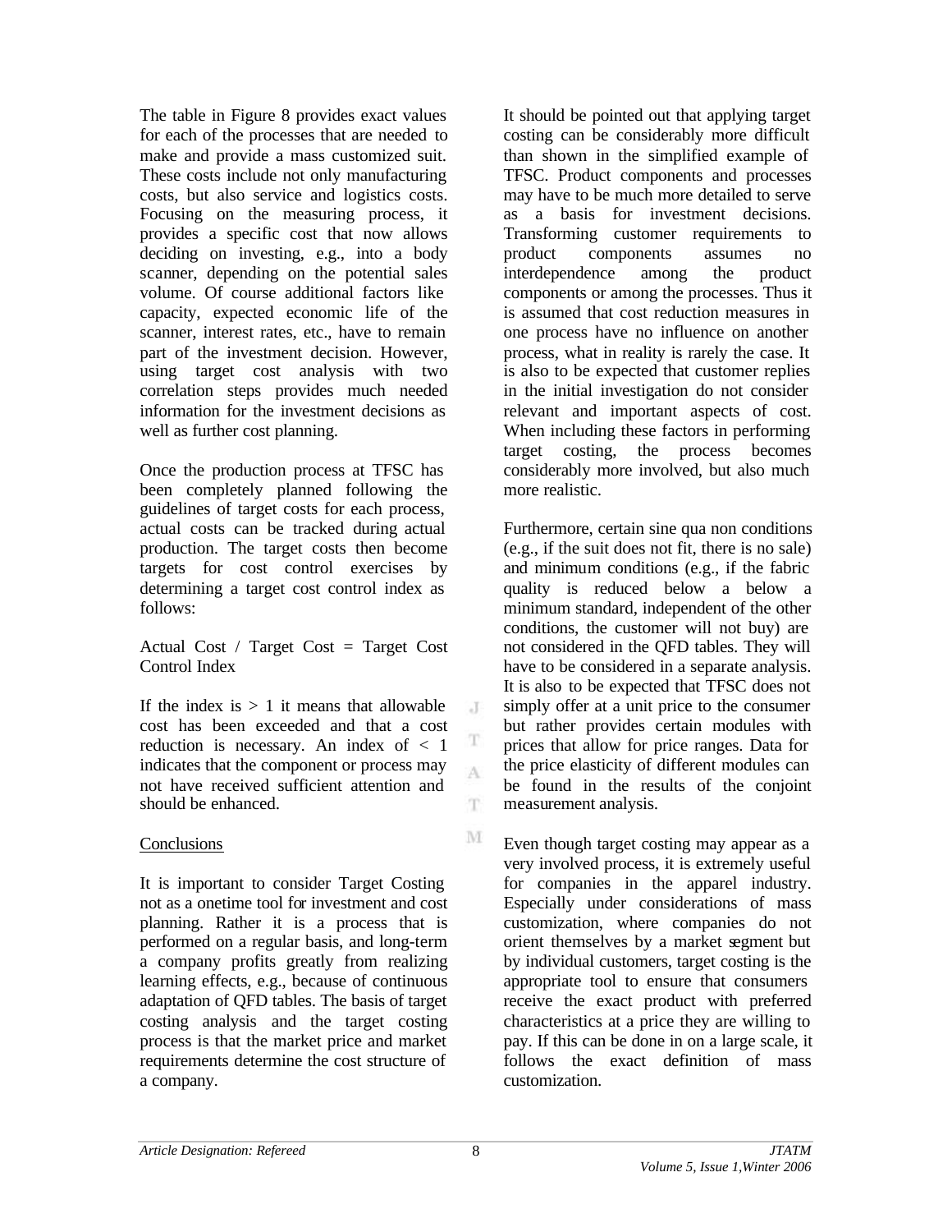The table in Figure 8 provides exact values for each of the processes that are needed to make and provide a mass customized suit. These costs include not only manufacturing costs, but also service and logistics costs. Focusing on the measuring process, it provides a specific cost that now allows deciding on investing, e.g., into a body scanner, depending on the potential sales volume. Of course additional factors like capacity, expected economic life of the scanner, interest rates, etc., have to remain part of the investment decision. However, using target cost analysis with two correlation steps provides much needed information for the investment decisions as well as further cost planning.

Once the production process at TFSC has been completely planned following the guidelines of target costs for each process, actual costs can be tracked during actual production. The target costs then become targets for cost control exercises by determining a target cost control index as follows:

Actual Cost / Target Cost = Target Cost Control Index

If the index is > 1 it means that allowable cost has been exceeded and that a cost reduction is necessary. An index of < 1 indicates that the component or process may not have received sufficient attention and should be enhanced.

## Conclusions

It is important to consider Target Costing not as a onetime tool for investment and cost planning. Rather it is a process that is performed on a regular basis, and long-term a company profits greatly from realizing learning effects, e.g., because of continuous adaptation of QFD tables. The basis of target costing analysis and the target costing process is that the market price and market requirements determine the cost structure of a company.

It should be pointed out that applying target costing can be considerably more difficult than shown in the simplified example of TFSC. Product components and processes may have to be much more detailed to serve as a basis for investment decisions. Transforming customer requirements to product components assumes no interdependence among the product components or among the processes. Thus it is assumed that cost reduction measures in one process have no influence on another process, what in reality is rarely the case. It is also to be expected that customer replies in the initial investigation do not consider relevant and important aspects of cost. When including these factors in performing target costing, the process becomes considerably more involved, but also much more realistic.

Furthermore, certain sine qua non conditions (e.g., if the suit does not fit, there is no sale) and minimum conditions (e.g., if the fabric quality is reduced below a below a minimum standard, independent of the other conditions, the customer will not buy) are not considered in the QFD tables. They will have to be considered in a separate analysis. It is also to be expected that TFSC does not simply offer at a unit price to the consumer but rather provides certain modules with prices that allow for price ranges. Data for the price elasticity of different modules can be found in the results of the conjoint measurement analysis.

Even though target costing may appear as a very involved process, it is extremely useful for companies in the apparel industry. Especially under considerations of mass customization, where companies do not orient themselves by a market segment but by individual customers, target costing is the appropriate tool to ensure that consumers receive the exact product with preferred characteristics at a price they are willing to pay. If this can be done in on a large scale, it follows the exact definition of mass customization.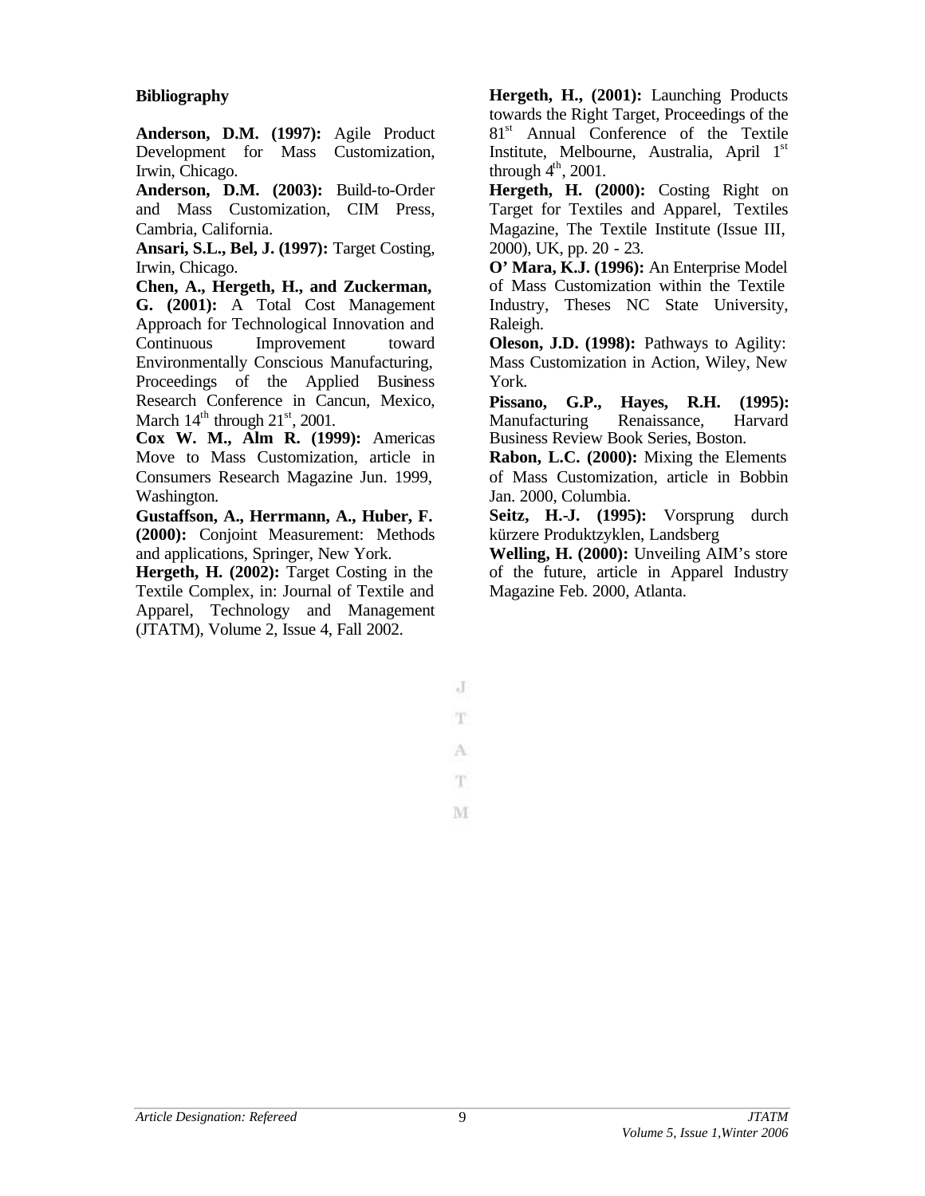**Bibliography**

**Anderson, D.M. (1997):** Agile Product Development for Mass Customization, Irwin, Chicago.

**Anderson, D.M. (2003):** Build-to-Order and Mass Customization, CIM Press, Cambria, California.

**Ansari, S.L., Bel, J. (1997):** Target Costing, Irwin, Chicago.

**Chen, A., Hergeth, H., and Zuckerman, G. (2001):** A Total Cost Management Approach for Technological Innovation and Continuous Improvement toward Environmentally Conscious Manufacturing, Proceedings of the Applied Business Research Conference in Cancun, Mexico, March 14th through 21st, 2001.

**Cox W. M., Alm R. (1999):** Americas Move to Mass Customization, article in Consumers Research Magazine Jun. 1999, Washington.

**Gustaffson, A., Herrmann, A., Huber, F. (2000):** Conjoint Measurement: Methods and applications, Springer, New York.

**Hergeth, H. (2002):** Target Costing in the Textile Complex, in: Journal of Textile and Apparel, Technology and Management (JTATM), Volume 2, Issue 4, Fall 2002.

**Hergeth, H., (2001):** Launching Products towards the Right Target, Proceedings of the 81st Annual Conference of the Textile Institute, Melbourne, Australia, April 1st through 4th, 2001.

**Hergeth, H. (2000):** Costing Right on Target for Textiles and Apparel, Textiles Magazine, The Textile Institute (Issue III, 2000), UK, pp. 20 - 23.

**O' Mara, K.J. (1996):** An Enterprise Model of Mass Customization within the Textile Industry, Theses NC State University, Raleigh.

**Oleson, J.D. (1998):** Pathways to Agility: Mass Customization in Action, Wiley, New York.

**Pissano, G.P., Hayes, R.H. (1995):** Manufacturing Renaissance, Harvard Business Review Book Series, Boston.

**Rabon, L.C. (2000):** Mixing the Elements of Mass Customization, article in Bobbin Jan. 2000, Columbia.

**Seitz, H.-J. (1995):** Vorsprung durch kürzere Produktzyklen, Landsberg

**Welling, H. (2000):** Unveiling AIM's store of the future, article in Apparel Industry Magazine Feb. 2000, Atlanta.